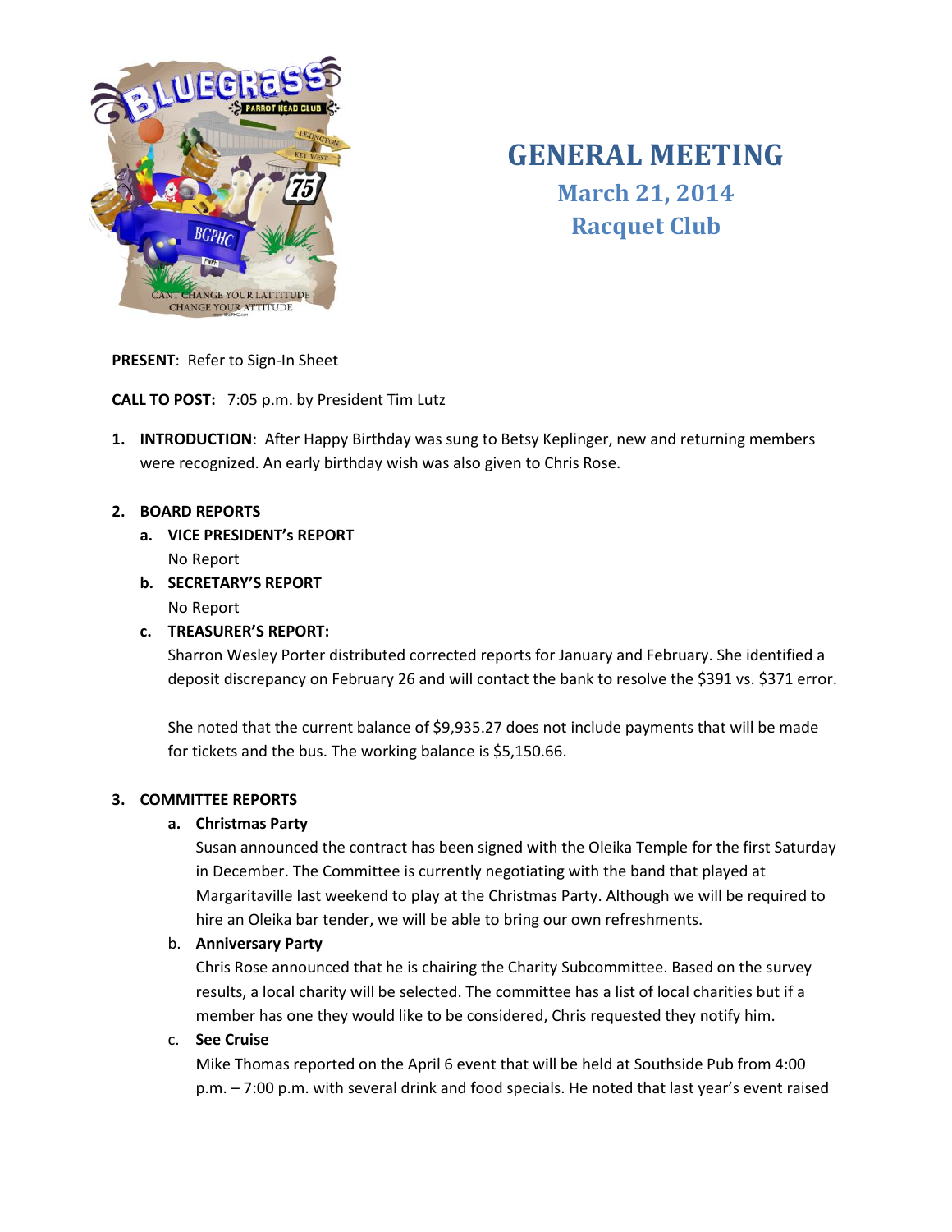# GENERAL MEETING

## March 21, 2014

## Racquet Club

**PRESENT**: Refer to Sign-In Sheet

**CALL TO POST:** 7:05 p.m. by President Tim Lutz

1. **INTRODUCTION**: After Happy Birthday was sung to Betsy Keplinger, new and returning members were recognized. An early birthday wish was also given to Chris Rose.

2. **BOARD REPORTS**
   a. **VICE PRESIDENT's REPORT**
      No Report
   b. **SECRETARY'S REPORT**
      No Report
   c. **TREASURER'S REPORT:**
      Sharron Wesley Porter distributed corrected reports for January and February. She identified a deposit discrepancy on February 26 and will contact the bank to resolve the $391 vs. $371 error.

      She noted that the current balance of $9,935.27 does not include payments that will be made for tickets and the bus. The working balance is $5,150.66.

3. **COMMITTEE REPORTS**
   a. **Christmas Party**
      Susan announced the contract has been signed with the Oleika Temple for the first Saturday in December. The Committee is currently negotiating with the band that played at Margaritaville last weekend to play at the Christmas Party. Although we will be required to hire an Oleika bar tender, we will be able to bring our own refreshments.
   b. **Anniversary Party**
      Chris Rose announced that he is chairing the Charity Subcommittee. Based on the survey results, a local charity will be selected. The committee has a list of local charities but if a member has one they would like to be considered, Chris requested they notify him.
   c. **See Cruise**
      Mike Thomas reported on the April 6 event that will be held at Southside Pub from 4:00 p.m. – 7:00 p.m. with several drink and food specials. He noted that last year's event raised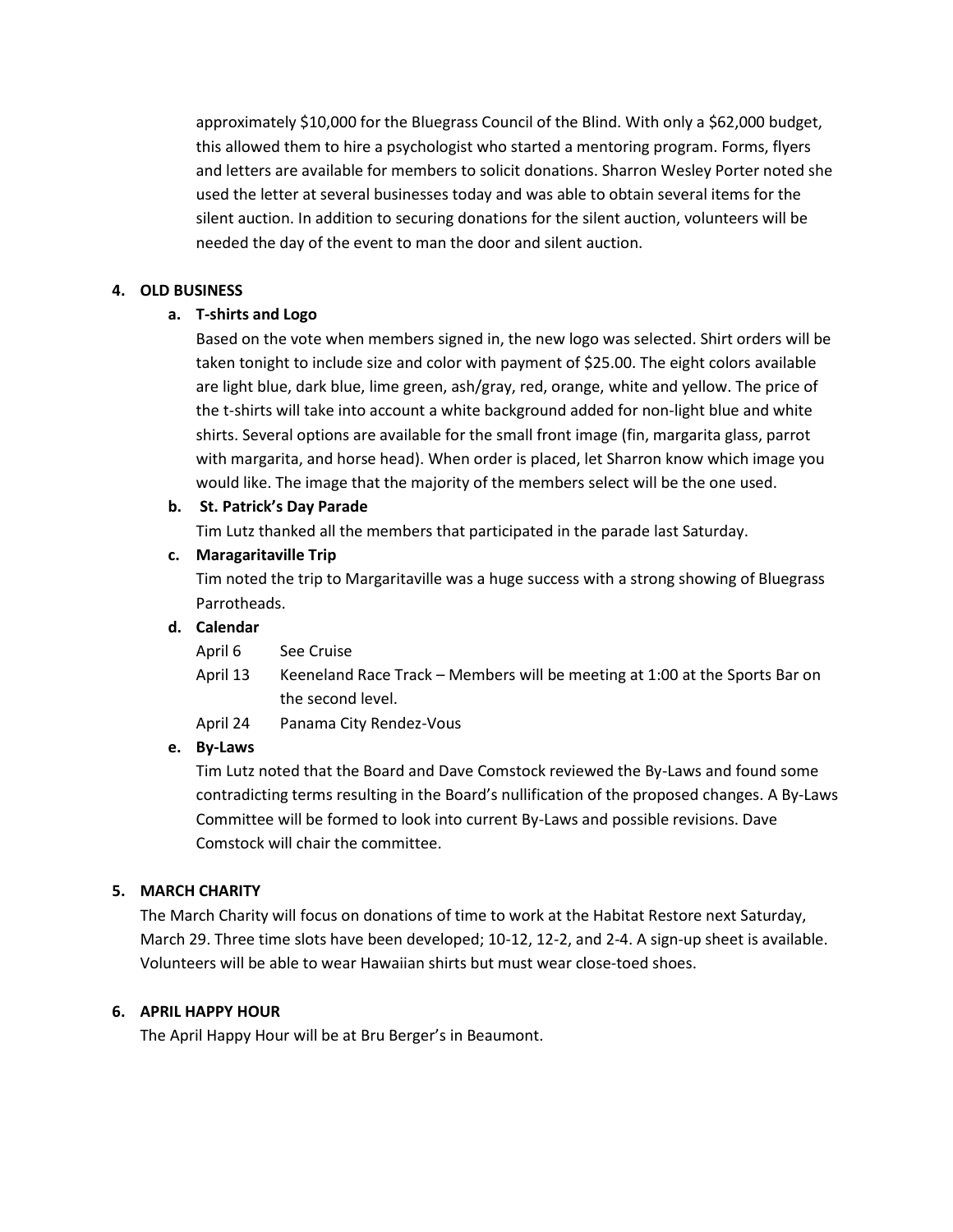approximately $10,000 for the Bluegrass Council of the Blind. With only a $62,000 budget, this allowed them to hire a psychologist who started a mentoring program. Forms, flyers and letters are available for members to solicit donations. Sharron Wesley Porter noted she used the letter at several businesses today and was able to obtain several items for the silent auction. In addition to securing donations for the silent auction, volunteers will be needed the day of the event to man the door and silent auction.

## 4. OLD BUSINESS

### a. T-shirts and Logo

Based on the vote when members signed in, the new logo was selected. Shirt orders will be taken tonight to include size and color with payment of $25.00. The eight colors available are light blue, dark blue, lime green, ash/gray, red, orange, white and yellow. The price of the t-shirts will take into account a white background added for non-light blue and white shirts. Several options are available for the small front image (fin, margarita glass, parrot with margarita, and horse head). When order is placed, let Sharron know which image you would like. The image that the majority of the members select will be the one used.

### b. St. Patrick's Day Parade

Tim Lutz thanked all the members that participated in the parade last Saturday.

### c. Maragaritaville Trip

Tim noted the trip to Margaritaville was a huge success with a strong showing of Bluegrass Parrotheads.

### d. Calendar

April 6 See Cruise

April 13 Keeneland Race Track – Members will be meeting at 1:00 at the Sports Bar on the second level.

April 24 Panama City Rendez-Vous

### e. By-Laws

Tim Lutz noted that the Board and Dave Comstock reviewed the By-Laws and found some contradicting terms resulting in the Board's nullification of the proposed changes. A By-Laws Committee will be formed to look into current By-Laws and possible revisions. Dave Comstock will chair the committee.

## 5. MARCH CHARITY

The March Charity will focus on donations of time to work at the Habitat Restore next Saturday, March 29. Three time slots have been developed; 10-12, 12-2, and 2-4. A sign-up sheet is available. Volunteers will be able to wear Hawaiian shirts but must wear close-toed shoes.

## 6. APRIL HAPPY HOUR

The April Happy Hour will be at Bru Berger's in Beaumont.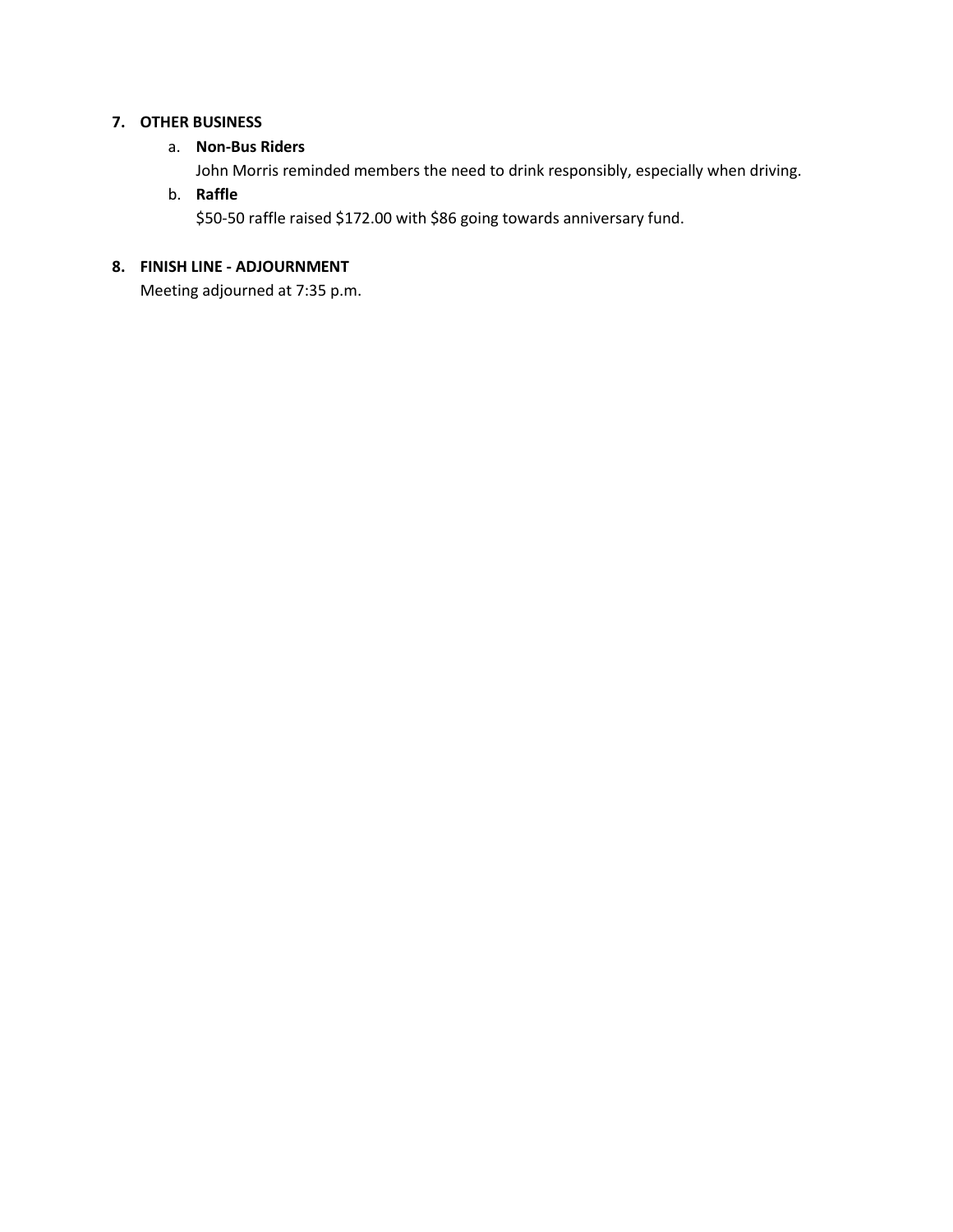## 7. OTHER BUSINESS

a. **Non-Bus Riders**

John Morris reminded members the need to drink responsibly, especially when driving.

b. **Raffle**

$50-50 raffle raised $172.00 with $86 going towards anniversary fund.

## 8. FINISH LINE - ADJOURNMENT

Meeting adjourned at 7:35 p.m.